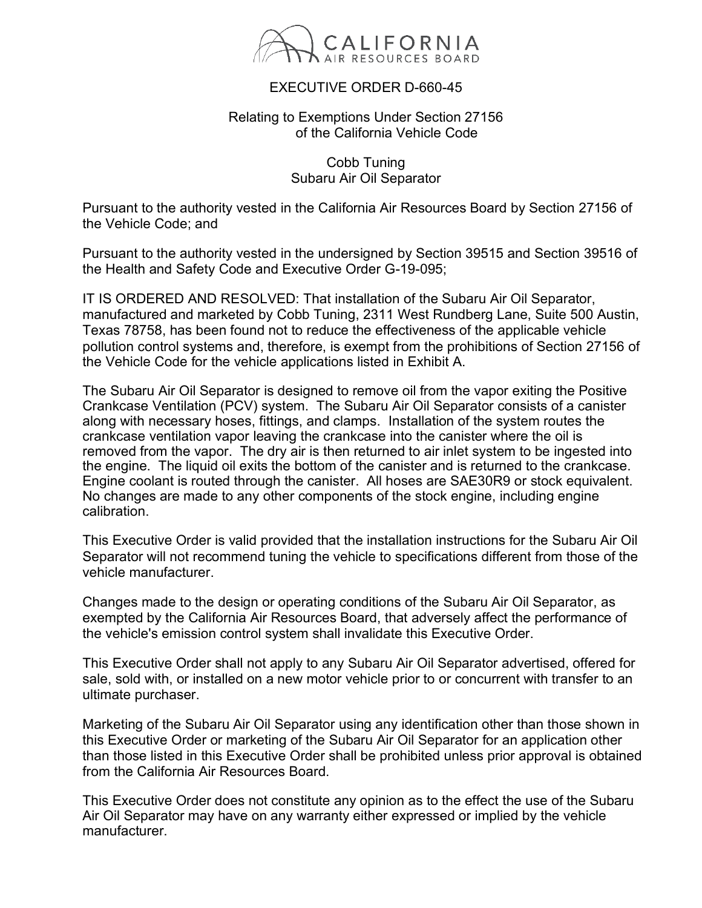CALIFORNIA AIR RESOURCES BOARD

# EXECUTIVE ORDER D-660-45

Relating to Exemptions Under Section 27156 of the California Vehicle Code

Cobb Tuning
Subaru Air Oil Separator

Pursuant to the authority vested in the California Air Resources Board by Section 27156 of the Vehicle Code; and

Pursuant to the authority vested in the undersigned by Section 39515 and Section 39516 of the Health and Safety Code and Executive Order G-19-095;

IT IS ORDERED AND RESOLVED: That installation of the Subaru Air Oil Separator, manufactured and marketed by Cobb Tuning, 2311 West Rundberg Lane, Suite 500 Austin, Texas 78758, has been found not to reduce the effectiveness of the applicable vehicle pollution control systems and, therefore, is exempt from the prohibitions of Section 27156 of the Vehicle Code for the vehicle applications listed in Exhibit A.

The Subaru Air Oil Separator is designed to remove oil from the vapor exiting the Positive Crankcase Ventilation (PCV) system. The Subaru Air Oil Separator consists of a canister along with necessary hoses, fittings, and clamps. Installation of the system routes the crankcase ventilation vapor leaving the crankcase into the canister where the oil is removed from the vapor. The dry air is then returned to air inlet system to be ingested into the engine. The liquid oil exits the bottom of the canister and is returned to the crankcase. Engine coolant is routed through the canister. All hoses are SAE30R9 or stock equivalent. No changes are made to any other components of the stock engine, including engine calibration.

This Executive Order is valid provided that the installation instructions for the Subaru Air Oil Separator will not recommend tuning the vehicle to specifications different from those of the vehicle manufacturer.

Changes made to the design or operating conditions of the Subaru Air Oil Separator, as exempted by the California Air Resources Board, that adversely affect the performance of the vehicle's emission control system shall invalidate this Executive Order.

This Executive Order shall not apply to any Subaru Air Oil Separator advertised, offered for sale, sold with, or installed on a new motor vehicle prior to or concurrent with transfer to an ultimate purchaser.

Marketing of the Subaru Air Oil Separator using any identification other than those shown in this Executive Order or marketing of the Subaru Air Oil Separator for an application other than those listed in this Executive Order shall be prohibited unless prior approval is obtained from the California Air Resources Board.

This Executive Order does not constitute any opinion as to the effect the use of the Subaru Air Oil Separator may have on any warranty either expressed or implied by the vehicle manufacturer.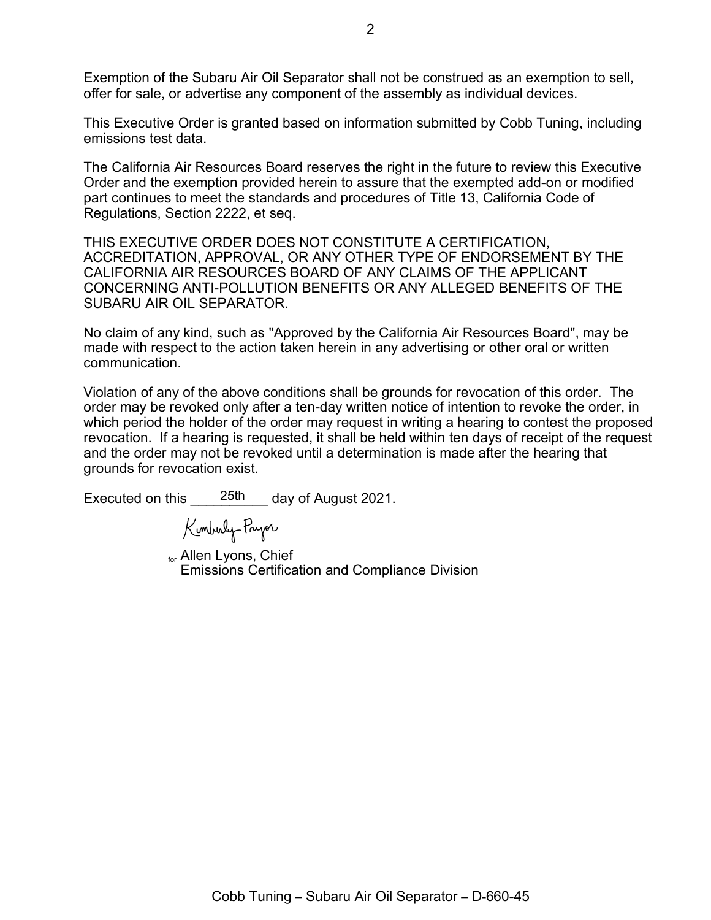Exemption of the Subaru Air Oil Separator shall not be construed as an exemption to sell, offer for sale, or advertise any component of the assembly as individual devices.

This Executive Order is granted based on information submitted by Cobb Tuning, including emissions test data.

The California Air Resources Board reserves the right in the future to review this Executive Order and the exemption provided herein to assure that the exempted add-on or modified part continues to meet the standards and procedures of Title 13, California Code of Regulations, Section 2222, et seq.

THIS EXECUTIVE ORDER DOES NOT CONSTITUTE A CERTIFICATION, ACCREDITATION, APPROVAL, OR ANY OTHER TYPE OF ENDORSEMENT BY THE CALIFORNIA AIR RESOURCES BOARD OF ANY CLAIMS OF THE APPLICANT CONCERNING ANTI-POLLUTION BENEFITS OR ANY ALLEGED BENEFITS OF THE SUBARU AIR OIL SEPARATOR.

No claim of any kind, such as "Approved by the California Air Resources Board", may be made with respect to the action taken herein in any advertising or other oral or written communication.

Violation of any of the above conditions shall be grounds for revocation of this order. The order may be revoked only after a ten-day written notice of intention to revoke the order, in which period the holder of the order may request in writing a hearing to contest the proposed revocation. If a hearing is requested, it shall be held within ten days of receipt of the request and the order may not be revoked until a determination is made after the hearing that grounds for revocation exist.

Executed on this 25th day of August 2021.

Kimberly Pryor

for Allen Lyons, Chief
Emissions Certification and Compliance Division

Cobb Tuning – Subaru Air Oil Separator – D-660-45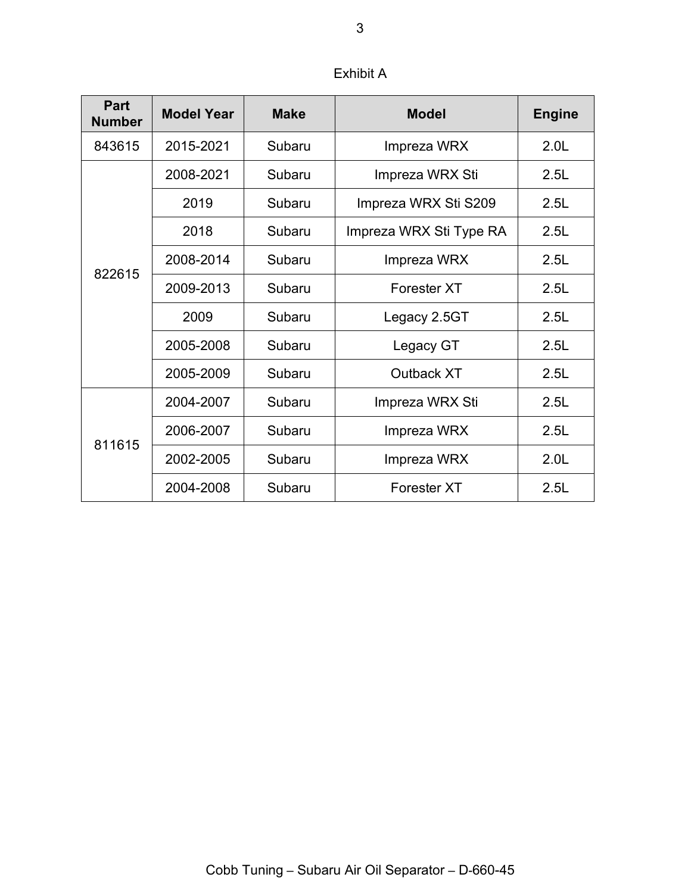Exhibit A

| Part Number | Model Year | Make | Model | Engine |
|---|---|---|---|---|
| 843615 | 2015-2021 | Subaru | Impreza WRX | 2.0L |
| 822615 | 2008-2021 | Subaru | Impreza WRX Sti | 2.5L |
| | 2019 | Subaru | Impreza WRX Sti S209 | 2.5L |
| | 2018 | Subaru | Impreza WRX Sti Type RA | 2.5L |
| | 2008-2014 | Subaru | Impreza WRX | 2.5L |
| | 2009-2013 | Subaru | Forester XT | 2.5L |
| | 2009 | Subaru | Legacy 2.5GT | 2.5L |
| | 2005-2008 | Subaru | Legacy GT | 2.5L |
| | 2005-2009 | Subaru | Outback XT | 2.5L |
| 811615 | 2004-2007 | Subaru | Impreza WRX Sti | 2.5L |
| | 2006-2007 | Subaru | Impreza WRX | 2.5L |
| | 2002-2005 | Subaru | Impreza WRX | 2.0L |
| | 2004-2008 | Subaru | Forester XT | 2.5L |

Cobb Tuning – Subaru Air Oil Separator – D-660-45